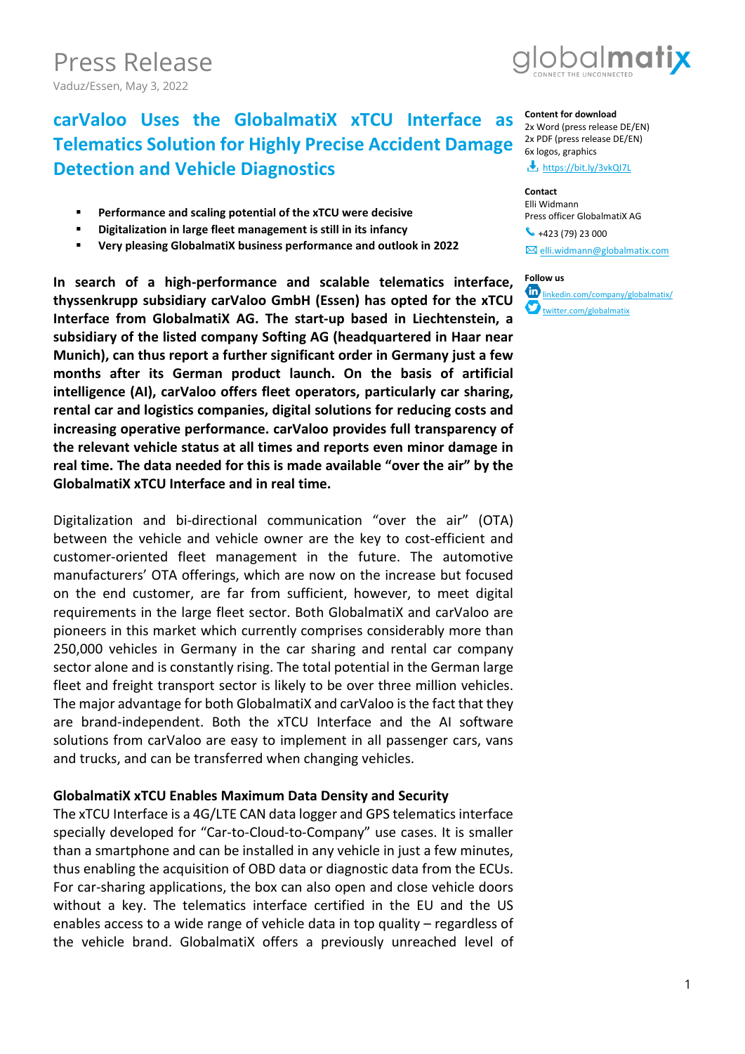# Press Release

Vaduz/Essen, May 3, 2022

## carValoo Uses the GlobalmatiX xTCU Interface as Telematics Solution for Highly Precise Accident Damage Detection and Vehicle Diagnostics

- **Performance and scaling potential of the xTCU were decisive**
- **Digitalization in large fleet management is still in its infancy**
- **Very pleasing GlobalmatiX business performance and outlook in 2022**

**In search of a high-performance and scalable telematics interface, thyssenkrupp subsidiary carValoo GmbH (Essen) has opted for the xTCU Interface from GlobalmatiX AG. The start-up based in Liechtenstein, a subsidiary of the listed company Softing AG (headquartered in Haar near Munich), can thus report a further significant order in Germany just a few months after its German product launch. On the basis of artificial intelligence (AI), carValoo offers fleet operators, particularly car sharing, rental car and logistics companies, digital solutions for reducing costs and increasing operative performance. carValoo provides full transparency of the relevant vehicle status at all times and reports even minor damage in real time. The data needed for this is made available "over the air" by the GlobalmatiX xTCU Interface and in real time.**

Digitalization and bi-directional communication "over the air" (OTA) between the vehicle and vehicle owner are the key to cost-efficient and customer-oriented fleet management in the future. The automotive manufacturers' OTA offerings, which are now on the increase but focused on the end customer, are far from sufficient, however, to meet digital requirements in the large fleet sector. Both GlobalmatiX and carValoo are pioneers in this market which currently comprises considerably more than 250,000 vehicles in Germany in the car sharing and rental car company sector alone and is constantly rising. The total potential in the German large fleet and freight transport sector is likely to be over three million vehicles. The major advantage for both GlobalmatiX and carValoo is the fact that they are brand-independent. Both the xTCU Interface and the AI software solutions from carValoo are easy to implement in all passenger cars, vans and trucks, and can be transferred when changing vehicles.

### GlobalmatiX xTCU Enables Maximum Data Density and Security

The xTCU Interface is a 4G/LTE CAN data logger and GPS telematics interface specially developed for "Car-to-Cloud-to-Company" use cases. It is smaller than a smartphone and can be installed in any vehicle in just a few minutes, thus enabling the acquisition of OBD data or diagnostic data from the ECUs. For car-sharing applications, the box can also open and close vehicle doors without a key. The telematics interface certified in the EU and the US enables access to a wide range of vehicle data in top quality – regardless of the vehicle brand. GlobalmatiX offers a previously unreached level of

**Content for download**
2x Word (press release DE/EN)
2x PDF (press release DE/EN)
6x logos, graphics
https://bit.ly/3vkQI7L

**Contact**
Elli Widmann
Press officer GlobalmatiX AG
+423 (79) 23 000
elli.widmann@globalmatix.com

**Follow us**
linkedin.com/company/globalmatix/
twitter.com/globalmatix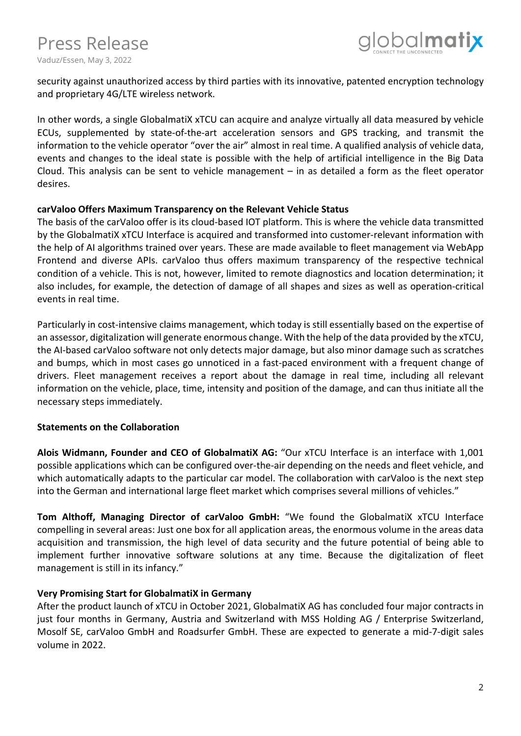security against unauthorized access by third parties with its innovative, patented encryption technology and proprietary 4G/LTE wireless network.

In other words, a single GlobalmatiX xTCU can acquire and analyze virtually all data measured by vehicle ECUs, supplemented by state-of-the-art acceleration sensors and GPS tracking, and transmit the information to the vehicle operator "over the air" almost in real time. A qualified analysis of vehicle data, events and changes to the ideal state is possible with the help of artificial intelligence in the Big Data Cloud. This analysis can be sent to vehicle management – in as detailed a form as the fleet operator desires.

**carValoo Offers Maximum Transparency on the Relevant Vehicle Status**

The basis of the carValoo offer is its cloud-based IOT platform. This is where the vehicle data transmitted by the GlobalmatiX xTCU Interface is acquired and transformed into customer-relevant information with the help of AI algorithms trained over years. These are made available to fleet management via WebApp Frontend and diverse APIs. carValoo thus offers maximum transparency of the respective technical condition of a vehicle. This is not, however, limited to remote diagnostics and location determination; it also includes, for example, the detection of damage of all shapes and sizes as well as operation-critical events in real time.

Particularly in cost-intensive claims management, which today is still essentially based on the expertise of an assessor, digitalization will generate enormous change. With the help of the data provided by the xTCU, the AI-based carValoo software not only detects major damage, but also minor damage such as scratches and bumps, which in most cases go unnoticed in a fast-paced environment with a frequent change of drivers. Fleet management receives a report about the damage in real time, including all relevant information on the vehicle, place, time, intensity and position of the damage, and can thus initiate all the necessary steps immediately.

**Statements on the Collaboration**

**Alois Widmann, Founder and CEO of GlobalmatiX AG:** "Our xTCU Interface is an interface with 1,001 possible applications which can be configured over-the-air depending on the needs and fleet vehicle, and which automatically adapts to the particular car model. The collaboration with carValoo is the next step into the German and international large fleet market which comprises several millions of vehicles."

**Tom Althoff, Managing Director of carValoo GmbH:** "We found the GlobalmatiX xTCU Interface compelling in several areas: Just one box for all application areas, the enormous volume in the areas data acquisition and transmission, the high level of data security and the future potential of being able to implement further innovative software solutions at any time. Because the digitalization of fleet management is still in its infancy."

**Very Promising Start for GlobalmatiX in Germany**

After the product launch of xTCU in October 2021, GlobalmatiX AG has concluded four major contracts in just four months in Germany, Austria and Switzerland with MSS Holding AG / Enterprise Switzerland, Mosolf SE, carValoo GmbH and Roadsurfer GmbH. These are expected to generate a mid-7-digit sales volume in 2022.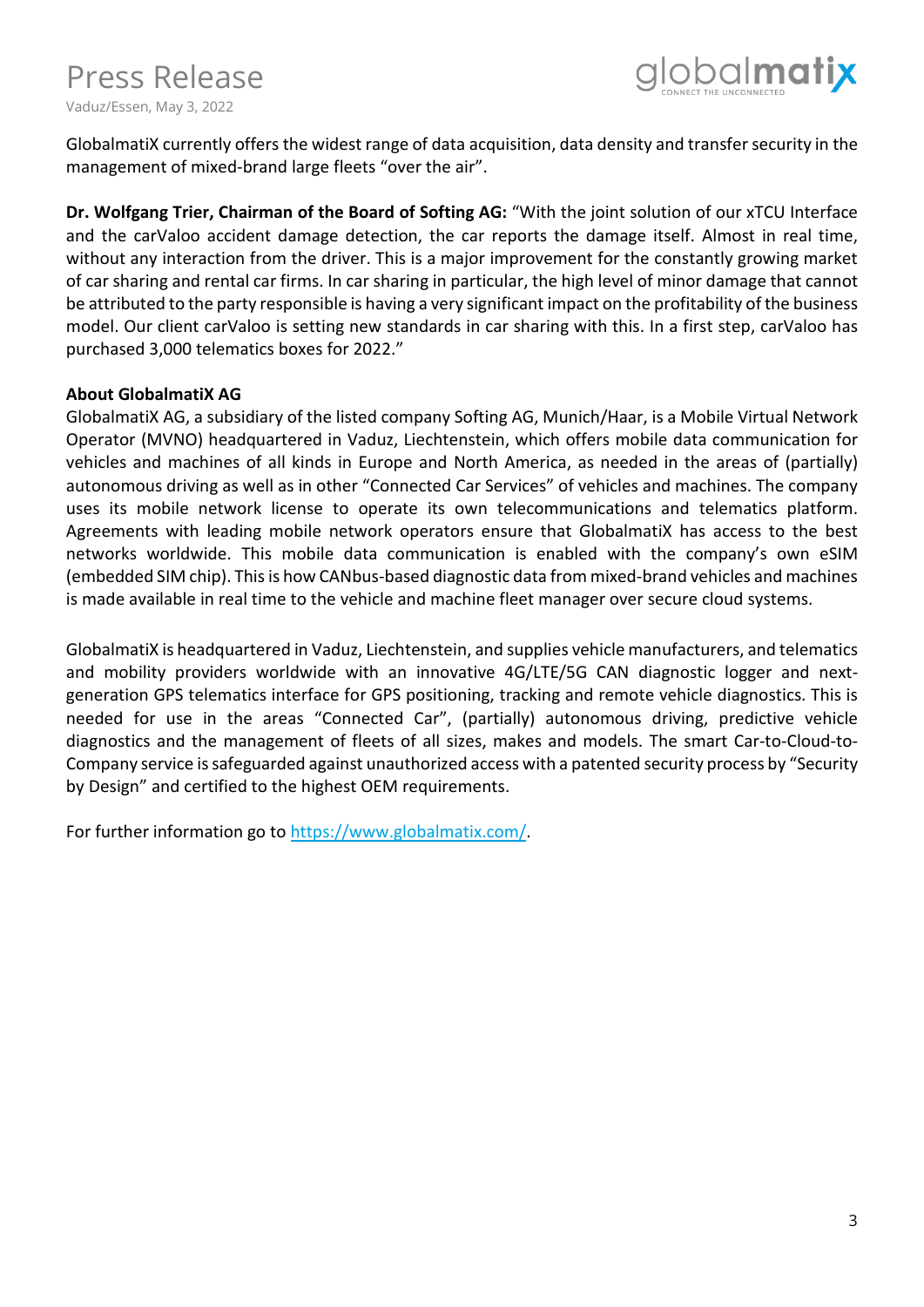GlobalmatiX currently offers the widest range of data acquisition, data density and transfer security in the management of mixed-brand large fleets "over the air".

**Dr. Wolfgang Trier, Chairman of the Board of Softing AG:** "With the joint solution of our xTCU Interface and the carValoo accident damage detection, the car reports the damage itself. Almost in real time, without any interaction from the driver. This is a major improvement for the constantly growing market of car sharing and rental car firms. In car sharing in particular, the high level of minor damage that cannot be attributed to the party responsible is having a very significant impact on the profitability of the business model. Our client carValoo is setting new standards in car sharing with this. In a first step, carValoo has purchased 3,000 telematics boxes for 2022."

**About GlobalmatiX AG**

GlobalmatiX AG, a subsidiary of the listed company Softing AG, Munich/Haar, is a Mobile Virtual Network Operator (MVNO) headquartered in Vaduz, Liechtenstein, which offers mobile data communication for vehicles and machines of all kinds in Europe and North America, as needed in the areas of (partially) autonomous driving as well as in other "Connected Car Services" of vehicles and machines. The company uses its mobile network license to operate its own telecommunications and telematics platform. Agreements with leading mobile network operators ensure that GlobalmatiX has access to the best networks worldwide. This mobile data communication is enabled with the company's own eSIM (embedded SIM chip). This is how CANbus-based diagnostic data from mixed-brand vehicles and machines is made available in real time to the vehicle and machine fleet manager over secure cloud systems.

GlobalmatiX is headquartered in Vaduz, Liechtenstein, and supplies vehicle manufacturers, and telematics and mobility providers worldwide with an innovative 4G/LTE/5G CAN diagnostic logger and next-generation GPS telematics interface for GPS positioning, tracking and remote vehicle diagnostics. This is needed for use in the areas "Connected Car", (partially) autonomous driving, predictive vehicle diagnostics and the management of fleets of all sizes, makes and models. The smart Car-to-Cloud-to-Company service is safeguarded against unauthorized access with a patented security process by "Security by Design" and certified to the highest OEM requirements.

For further information go to https://www.globalmatix.com/.